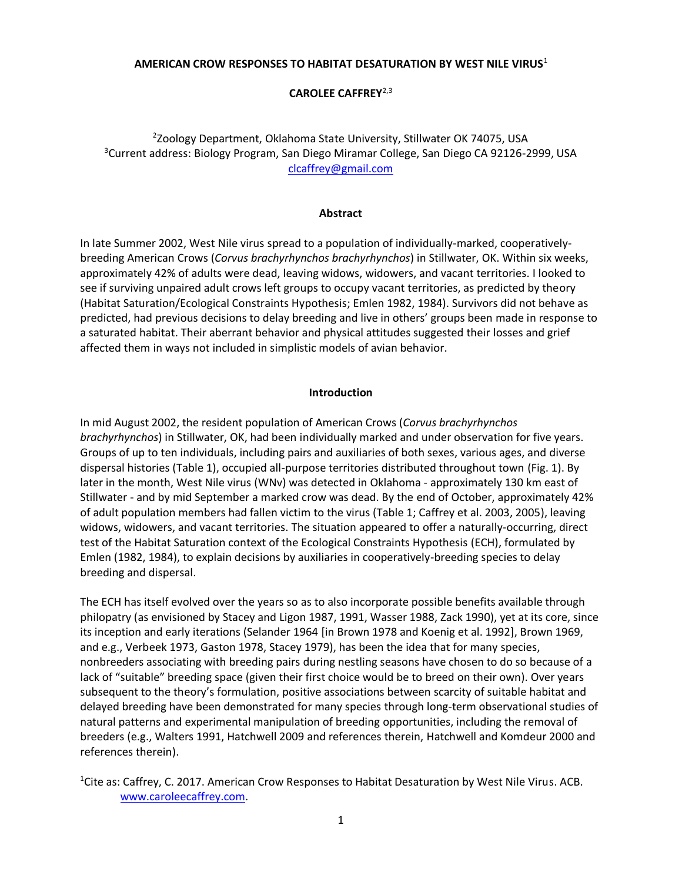# AMERICAN CROW RESPONSES TO HABITAT DESATURATION BY WEST NILE VIRUS[1]

**CAROLEE CAFFREY[2,3]**

[2]Zoology Department, Oklahoma State University, Stillwater OK 74075, USA
[3]Current address: Biology Program, San Diego Miramar College, San Diego CA 92126-2999, USA
clcaffrey@gmail.com

## Abstract

In late Summer 2002, West Nile virus spread to a population of individually-marked, cooperatively-breeding American Crows (*Corvus brachyrhynchos brachyrhynchos*) in Stillwater, OK. Within six weeks, approximately 42% of adults were dead, leaving widows, widowers, and vacant territories. I looked to see if surviving unpaired adult crows left groups to occupy vacant territories, as predicted by theory (Habitat Saturation/Ecological Constraints Hypothesis; Emlen 1982, 1984). Survivors did not behave as predicted, had previous decisions to delay breeding and live in others' groups been made in response to a saturated habitat. Their aberrant behavior and physical attitudes suggested their losses and grief affected them in ways not included in simplistic models of avian behavior.

## Introduction

In mid August 2002, the resident population of American Crows (*Corvus brachyrhynchos brachyrhynchos*) in Stillwater, OK, had been individually marked and under observation for five years. Groups of up to ten individuals, including pairs and auxiliaries of both sexes, various ages, and diverse dispersal histories (Table 1), occupied all-purpose territories distributed throughout town (Fig. 1). By later in the month, West Nile virus (WNv) was detected in Oklahoma - approximately 130 km east of Stillwater - and by mid September a marked crow was dead. By the end of October, approximately 42% of adult population members had fallen victim to the virus (Table 1; Caffrey et al. 2003, 2005), leaving widows, widowers, and vacant territories. The situation appeared to offer a naturally-occurring, direct test of the Habitat Saturation context of the Ecological Constraints Hypothesis (ECH), formulated by Emlen (1982, 1984), to explain decisions by auxiliaries in cooperatively-breeding species to delay breeding and dispersal.

The ECH has itself evolved over the years so as to also incorporate possible benefits available through philopatry (as envisioned by Stacey and Ligon 1987, 1991, Wasser 1988, Zack 1990), yet at its core, since its inception and early iterations (Selander 1964 [in Brown 1978 and Koenig et al. 1992], Brown 1969, and e.g., Verbeek 1973, Gaston 1978, Stacey 1979), has been the idea that for many species, nonbreeders associating with breeding pairs during nestling seasons have chosen to do so because of a lack of "suitable" breeding space (given their first choice would be to breed on their own). Over years subsequent to the theory's formulation, positive associations between scarcity of suitable habitat and delayed breeding have been demonstrated for many species through long-term observational studies of natural patterns and experimental manipulation of breeding opportunities, including the removal of breeders (e.g., Walters 1991, Hatchwell 2009 and references therein, Hatchwell and Komdeur 2000 and references therein).

[1]Cite as: Caffrey, C. 2017. American Crow Responses to Habitat Desaturation by West Nile Virus. ACB. www.caroleecaffrey.com.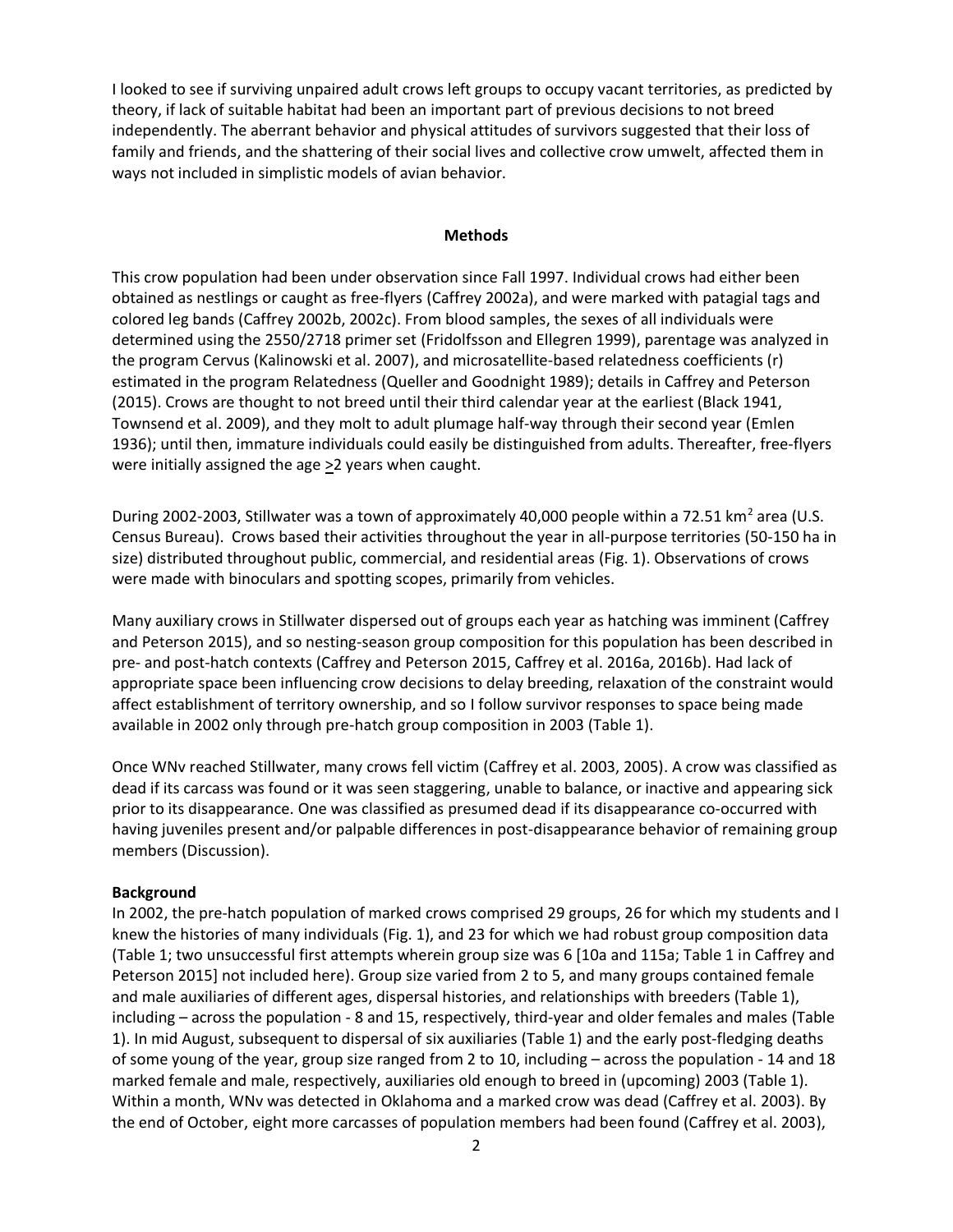I looked to see if surviving unpaired adult crows left groups to occupy vacant territories, as predicted by theory, if lack of suitable habitat had been an important part of previous decisions to not breed independently. The aberrant behavior and physical attitudes of survivors suggested that their loss of family and friends, and the shattering of their social lives and collective crow umwelt, affected them in ways not included in simplistic models of avian behavior.

## Methods

This crow population had been under observation since Fall 1997. Individual crows had either been obtained as nestlings or caught as free-flyers (Caffrey 2002a), and were marked with patagial tags and colored leg bands (Caffrey 2002b, 2002c). From blood samples, the sexes of all individuals were determined using the 2550/2718 primer set (Fridolfsson and Ellegren 1999), parentage was analyzed in the program Cervus (Kalinowski et al. 2007), and microsatellite-based relatedness coefficients (r) estimated in the program Relatedness (Queller and Goodnight 1989); details in Caffrey and Peterson (2015). Crows are thought to not breed until their third calendar year at the earliest (Black 1941, Townsend et al. 2009), and they molt to adult plumage half-way through their second year (Emlen 1936); until then, immature individuals could easily be distinguished from adults. Thereafter, free-flyers were initially assigned the age $\geq$2 years when caught.

During 2002-2003, Stillwater was a town of approximately 40,000 people within a 72.51 km$^2$ area (U.S. Census Bureau). Crows based their activities throughout the year in all-purpose territories (50-150 ha in size) distributed throughout public, commercial, and residential areas (Fig. 1). Observations of crows were made with binoculars and spotting scopes, primarily from vehicles.

Many auxiliary crows in Stillwater dispersed out of groups each year as hatching was imminent (Caffrey and Peterson 2015), and so nesting-season group composition for this population has been described in pre- and post-hatch contexts (Caffrey and Peterson 2015, Caffrey et al. 2016a, 2016b). Had lack of appropriate space been influencing crow decisions to delay breeding, relaxation of the constraint would affect establishment of territory ownership, and so I follow survivor responses to space being made available in 2002 only through pre-hatch group composition in 2003 (Table 1).

Once WNv reached Stillwater, many crows fell victim (Caffrey et al. 2003, 2005). A crow was classified as dead if its carcass was found or it was seen staggering, unable to balance, or inactive and appearing sick prior to its disappearance. One was classified as presumed dead if its disappearance co-occurred with having juveniles present and/or palpable differences in post-disappearance behavior of remaining group members (Discussion).

### Background

In 2002, the pre-hatch population of marked crows comprised 29 groups, 26 for which my students and I knew the histories of many individuals (Fig. 1), and 23 for which we had robust group composition data (Table 1; two unsuccessful first attempts wherein group size was 6 [10a and 115a; Table 1 in Caffrey and Peterson 2015] not included here). Group size varied from 2 to 5, and many groups contained female and male auxiliaries of different ages, dispersal histories, and relationships with breeders (Table 1), including – across the population - 8 and 15, respectively, third-year and older females and males (Table 1). In mid August, subsequent to dispersal of six auxiliaries (Table 1) and the early post-fledging deaths of some young of the year, group size ranged from 2 to 10, including – across the population - 14 and 18 marked female and male, respectively, auxiliaries old enough to breed in (upcoming) 2003 (Table 1). Within a month, WNv was detected in Oklahoma and a marked crow was dead (Caffrey et al. 2003). By the end of October, eight more carcasses of population members had been found (Caffrey et al. 2003),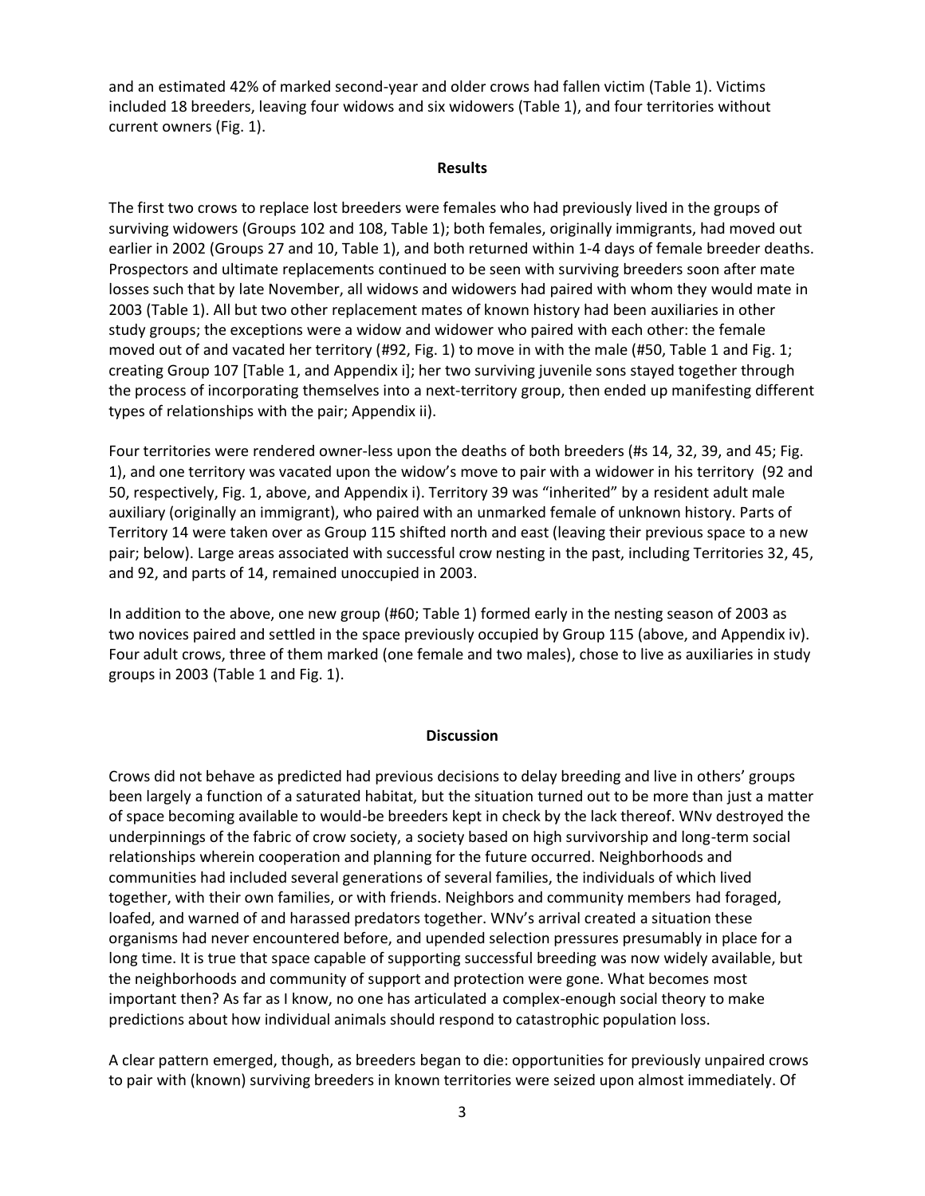and an estimated 42% of marked second-year and older crows had fallen victim (Table 1). Victims included 18 breeders, leaving four widows and six widowers (Table 1), and four territories without current owners (Fig. 1).

## Results

The first two crows to replace lost breeders were females who had previously lived in the groups of surviving widowers (Groups 102 and 108, Table 1); both females, originally immigrants, had moved out earlier in 2002 (Groups 27 and 10, Table 1), and both returned within 1-4 days of female breeder deaths. Prospectors and ultimate replacements continued to be seen with surviving breeders soon after mate losses such that by late November, all widows and widowers had paired with whom they would mate in 2003 (Table 1). All but two other replacement mates of known history had been auxiliaries in other study groups; the exceptions were a widow and widower who paired with each other: the female moved out of and vacated her territory (#92, Fig. 1) to move in with the male (#50, Table 1 and Fig. 1; creating Group 107 [Table 1, and Appendix i]; her two surviving juvenile sons stayed together through the process of incorporating themselves into a next-territory group, then ended up manifesting different types of relationships with the pair; Appendix ii).

Four territories were rendered owner-less upon the deaths of both breeders (#s 14, 32, 39, and 45; Fig. 1), and one territory was vacated upon the widow's move to pair with a widower in his territory (92 and 50, respectively, Fig. 1, above, and Appendix i). Territory 39 was "inherited" by a resident adult male auxiliary (originally an immigrant), who paired with an unmarked female of unknown history. Parts of Territory 14 were taken over as Group 115 shifted north and east (leaving their previous space to a new pair; below). Large areas associated with successful crow nesting in the past, including Territories 32, 45, and 92, and parts of 14, remained unoccupied in 2003.

In addition to the above, one new group (#60; Table 1) formed early in the nesting season of 2003 as two novices paired and settled in the space previously occupied by Group 115 (above, and Appendix iv). Four adult crows, three of them marked (one female and two males), chose to live as auxiliaries in study groups in 2003 (Table 1 and Fig. 1).

## Discussion

Crows did not behave as predicted had previous decisions to delay breeding and live in others' groups been largely a function of a saturated habitat, but the situation turned out to be more than just a matter of space becoming available to would-be breeders kept in check by the lack thereof. WNv destroyed the underpinnings of the fabric of crow society, a society based on high survivorship and long-term social relationships wherein cooperation and planning for the future occurred. Neighborhoods and communities had included several generations of several families, the individuals of which lived together, with their own families, or with friends. Neighbors and community members had foraged, loafed, and warned of and harassed predators together. WNv's arrival created a situation these organisms had never encountered before, and upended selection pressures presumably in place for a long time. It is true that space capable of supporting successful breeding was now widely available, but the neighborhoods and community of support and protection were gone. What becomes most important then? As far as I know, no one has articulated a complex-enough social theory to make predictions about how individual animals should respond to catastrophic population loss.

A clear pattern emerged, though, as breeders began to die: opportunities for previously unpaired crows to pair with (known) surviving breeders in known territories were seized upon almost immediately. Of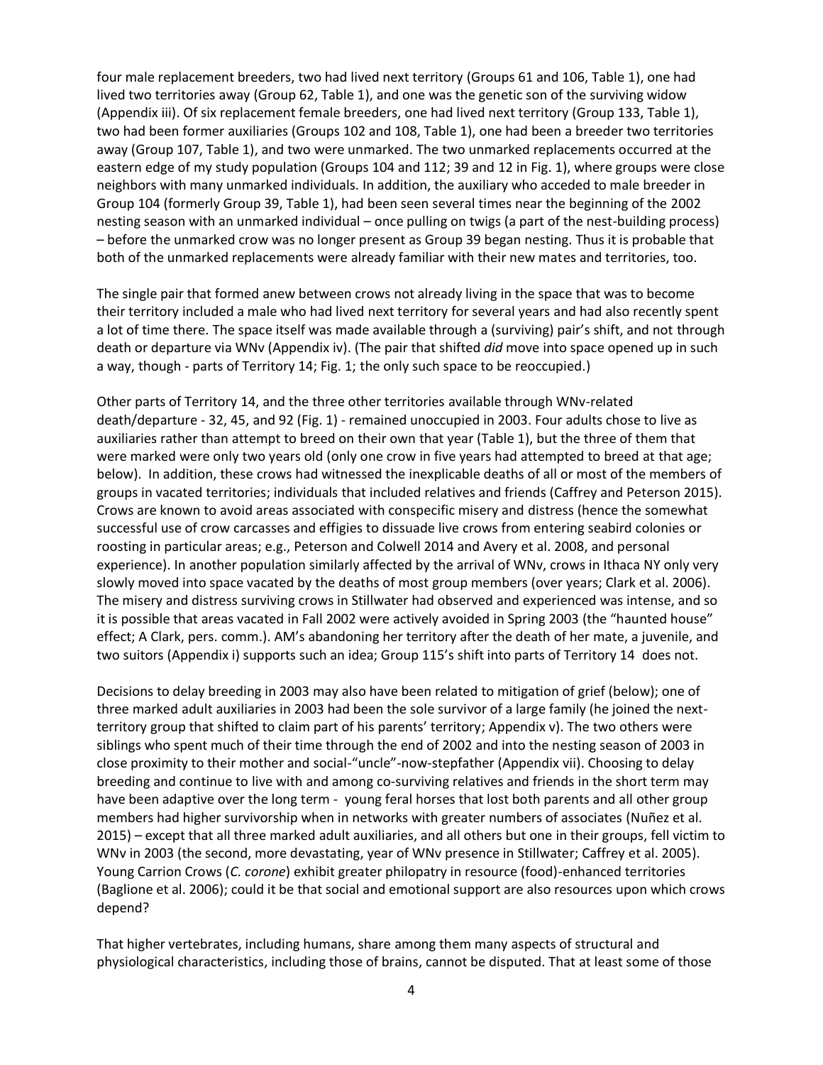four male replacement breeders, two had lived next territory (Groups 61 and 106, Table 1), one had lived two territories away (Group 62, Table 1), and one was the genetic son of the surviving widow (Appendix iii). Of six replacement female breeders, one had lived next territory (Group 133, Table 1), two had been former auxiliaries (Groups 102 and 108, Table 1), one had been a breeder two territories away (Group 107, Table 1), and two were unmarked. The two unmarked replacements occurred at the eastern edge of my study population (Groups 104 and 112; 39 and 12 in Fig. 1), where groups were close neighbors with many unmarked individuals. In addition, the auxiliary who acceded to male breeder in Group 104 (formerly Group 39, Table 1), had been seen several times near the beginning of the 2002 nesting season with an unmarked individual – once pulling on twigs (a part of the nest-building process) – before the unmarked crow was no longer present as Group 39 began nesting. Thus it is probable that both of the unmarked replacements were already familiar with their new mates and territories, too.

The single pair that formed anew between crows not already living in the space that was to become their territory included a male who had lived next territory for several years and had also recently spent a lot of time there. The space itself was made available through a (surviving) pair's shift, and not through death or departure via WNv (Appendix iv). (The pair that shifted *did* move into space opened up in such a way, though - parts of Territory 14; Fig. 1; the only such space to be reoccupied.)

Other parts of Territory 14, and the three other territories available through WNv-related death/departure - 32, 45, and 92 (Fig. 1) - remained unoccupied in 2003. Four adults chose to live as auxiliaries rather than attempt to breed on their own that year (Table 1), but the three of them that were marked were only two years old (only one crow in five years had attempted to breed at that age; below). In addition, these crows had witnessed the inexplicable deaths of all or most of the members of groups in vacated territories; individuals that included relatives and friends (Caffrey and Peterson 2015). Crows are known to avoid areas associated with conspecific misery and distress (hence the somewhat successful use of crow carcasses and effigies to dissuade live crows from entering seabird colonies or roosting in particular areas; e.g., Peterson and Colwell 2014 and Avery et al. 2008, and personal experience). In another population similarly affected by the arrival of WNv, crows in Ithaca NY only very slowly moved into space vacated by the deaths of most group members (over years; Clark et al. 2006). The misery and distress surviving crows in Stillwater had observed and experienced was intense, and so it is possible that areas vacated in Fall 2002 were actively avoided in Spring 2003 (the "haunted house" effect; A Clark, pers. comm.). AM's abandoning her territory after the death of her mate, a juvenile, and two suitors (Appendix i) supports such an idea; Group 115's shift into parts of Territory 14 does not.

Decisions to delay breeding in 2003 may also have been related to mitigation of grief (below); one of three marked adult auxiliaries in 2003 had been the sole survivor of a large family (he joined the next-territory group that shifted to claim part of his parents' territory; Appendix v). The two others were siblings who spent much of their time through the end of 2002 and into the nesting season of 2003 in close proximity to their mother and social-"uncle"-now-stepfather (Appendix vii). Choosing to delay breeding and continue to live with and among co-surviving relatives and friends in the short term may have been adaptive over the long term - young feral horses that lost both parents and all other group members had higher survivorship when in networks with greater numbers of associates (Nuñez et al. 2015) – except that all three marked adult auxiliaries, and all others but one in their groups, fell victim to WNv in 2003 (the second, more devastating, year of WNv presence in Stillwater; Caffrey et al. 2005). Young Carrion Crows (*C. corone*) exhibit greater philopatry in resource (food)-enhanced territories (Baglione et al. 2006); could it be that social and emotional support are also resources upon which crows depend?

That higher vertebrates, including humans, share among them many aspects of structural and physiological characteristics, including those of brains, cannot be disputed. That at least some of those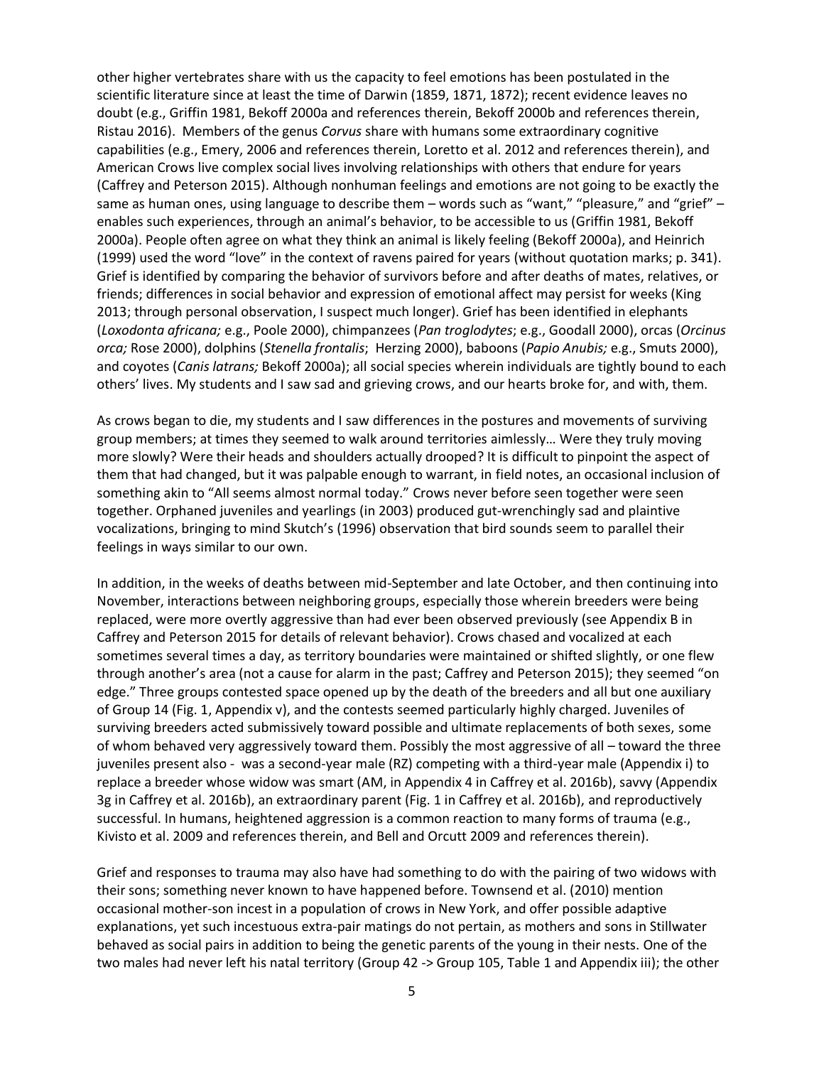other higher vertebrates share with us the capacity to feel emotions has been postulated in the scientific literature since at least the time of Darwin (1859, 1871, 1872); recent evidence leaves no doubt (e.g., Griffin 1981, Bekoff 2000a and references therein, Bekoff 2000b and references therein, Ristau 2016). Members of the genus *Corvus* share with humans some extraordinary cognitive capabilities (e.g., Emery, 2006 and references therein, Loretto et al. 2012 and references therein), and American Crows live complex social lives involving relationships with others that endure for years (Caffrey and Peterson 2015). Although nonhuman feelings and emotions are not going to be exactly the same as human ones, using language to describe them – words such as "want," "pleasure," and "grief" – enables such experiences, through an animal's behavior, to be accessible to us (Griffin 1981, Bekoff 2000a). People often agree on what they think an animal is likely feeling (Bekoff 2000a), and Heinrich (1999) used the word "love" in the context of ravens paired for years (without quotation marks; p. 341). Grief is identified by comparing the behavior of survivors before and after deaths of mates, relatives, or friends; differences in social behavior and expression of emotional affect may persist for weeks (King 2013; through personal observation, I suspect much longer). Grief has been identified in elephants (*Loxodonta africana;* e.g., Poole 2000), chimpanzees (*Pan troglodytes*; e.g., Goodall 2000), orcas (*Orcinus orca;* Rose 2000), dolphins (*Stenella frontalis*; Herzing 2000), baboons (*Papio Anubis;* e.g., Smuts 2000), and coyotes (*Canis latrans;* Bekoff 2000a); all social species wherein individuals are tightly bound to each others' lives. My students and I saw sad and grieving crows, and our hearts broke for, and with, them.

As crows began to die, my students and I saw differences in the postures and movements of surviving group members; at times they seemed to walk around territories aimlessly… Were they truly moving more slowly? Were their heads and shoulders actually drooped? It is difficult to pinpoint the aspect of them that had changed, but it was palpable enough to warrant, in field notes, an occasional inclusion of something akin to "All seems almost normal today." Crows never before seen together were seen together. Orphaned juveniles and yearlings (in 2003) produced gut-wrenchingly sad and plaintive vocalizations, bringing to mind Skutch's (1996) observation that bird sounds seem to parallel their feelings in ways similar to our own.

In addition, in the weeks of deaths between mid-September and late October, and then continuing into November, interactions between neighboring groups, especially those wherein breeders were being replaced, were more overtly aggressive than had ever been observed previously (see Appendix B in Caffrey and Peterson 2015 for details of relevant behavior). Crows chased and vocalized at each sometimes several times a day, as territory boundaries were maintained or shifted slightly, or one flew through another's area (not a cause for alarm in the past; Caffrey and Peterson 2015); they seemed "on edge." Three groups contested space opened up by the death of the breeders and all but one auxiliary of Group 14 (Fig. 1, Appendix v), and the contests seemed particularly highly charged. Juveniles of surviving breeders acted submissively toward possible and ultimate replacements of both sexes, some of whom behaved very aggressively toward them. Possibly the most aggressive of all – toward the three juveniles present also - was a second-year male (RZ) competing with a third-year male (Appendix i) to replace a breeder whose widow was smart (AM, in Appendix 4 in Caffrey et al. 2016b), savvy (Appendix 3g in Caffrey et al. 2016b), an extraordinary parent (Fig. 1 in Caffrey et al. 2016b), and reproductively successful. In humans, heightened aggression is a common reaction to many forms of trauma (e.g., Kivisto et al. 2009 and references therein, and Bell and Orcutt 2009 and references therein).

Grief and responses to trauma may also have had something to do with the pairing of two widows with their sons; something never known to have happened before. Townsend et al. (2010) mention occasional mother-son incest in a population of crows in New York, and offer possible adaptive explanations, yet such incestuous extra-pair matings do not pertain, as mothers and sons in Stillwater behaved as social pairs in addition to being the genetic parents of the young in their nests. One of the two males had never left his natal territory (Group 42 -> Group 105, Table 1 and Appendix iii); the other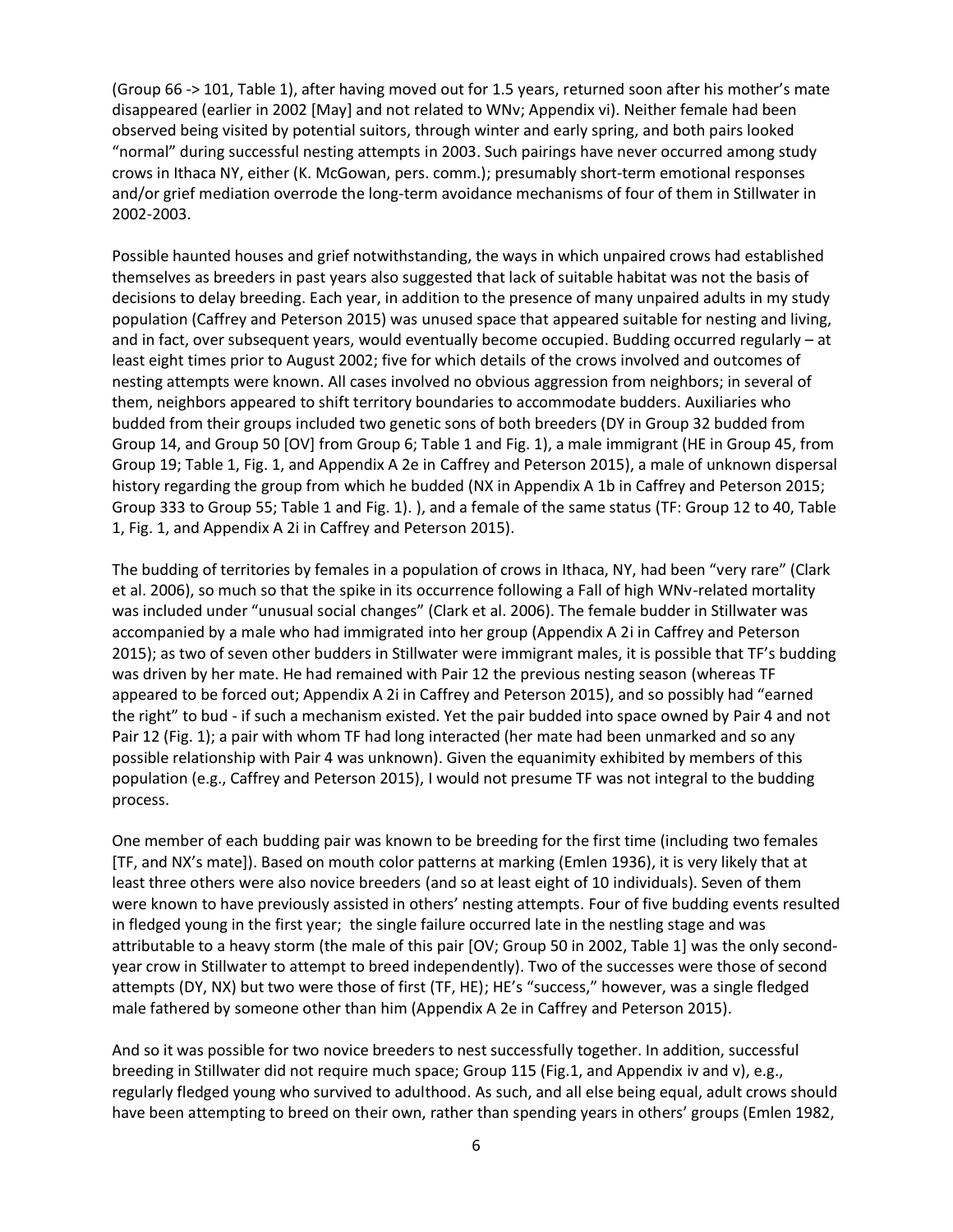(Group 66 -> 101, Table 1), after having moved out for 1.5 years, returned soon after his mother's mate disappeared (earlier in 2002 [May] and not related to WNv; Appendix vi). Neither female had been observed being visited by potential suitors, through winter and early spring, and both pairs looked "normal" during successful nesting attempts in 2003. Such pairings have never occurred among study crows in Ithaca NY, either (K. McGowan, pers. comm.); presumably short-term emotional responses and/or grief mediation overrode the long-term avoidance mechanisms of four of them in Stillwater in 2002-2003.

Possible haunted houses and grief notwithstanding, the ways in which unpaired crows had established themselves as breeders in past years also suggested that lack of suitable habitat was not the basis of decisions to delay breeding. Each year, in addition to the presence of many unpaired adults in my study population (Caffrey and Peterson 2015) was unused space that appeared suitable for nesting and living, and in fact, over subsequent years, would eventually become occupied. Budding occurred regularly – at least eight times prior to August 2002; five for which details of the crows involved and outcomes of nesting attempts were known. All cases involved no obvious aggression from neighbors; in several of them, neighbors appeared to shift territory boundaries to accommodate budders. Auxiliaries who budded from their groups included two genetic sons of both breeders (DY in Group 32 budded from Group 14, and Group 50 [OV] from Group 6; Table 1 and Fig. 1), a male immigrant (HE in Group 45, from Group 19; Table 1, Fig. 1, and Appendix A 2e in Caffrey and Peterson 2015), a male of unknown dispersal history regarding the group from which he budded (NX in Appendix A 1b in Caffrey and Peterson 2015; Group 333 to Group 55; Table 1 and Fig. 1). ), and a female of the same status (TF: Group 12 to 40, Table 1, Fig. 1, and Appendix A 2i in Caffrey and Peterson 2015).

The budding of territories by females in a population of crows in Ithaca, NY, had been "very rare" (Clark et al. 2006), so much so that the spike in its occurrence following a Fall of high WNv-related mortality was included under "unusual social changes" (Clark et al. 2006). The female budder in Stillwater was accompanied by a male who had immigrated into her group (Appendix A 2i in Caffrey and Peterson 2015); as two of seven other budders in Stillwater were immigrant males, it is possible that TF's budding was driven by her mate. He had remained with Pair 12 the previous nesting season (whereas TF appeared to be forced out; Appendix A 2i in Caffrey and Peterson 2015), and so possibly had "earned the right" to bud - if such a mechanism existed. Yet the pair budded into space owned by Pair 4 and not Pair 12 (Fig. 1); a pair with whom TF had long interacted (her mate had been unmarked and so any possible relationship with Pair 4 was unknown). Given the equanimity exhibited by members of this population (e.g., Caffrey and Peterson 2015), I would not presume TF was not integral to the budding process.

One member of each budding pair was known to be breeding for the first time (including two females [TF, and NX's mate]). Based on mouth color patterns at marking (Emlen 1936), it is very likely that at least three others were also novice breeders (and so at least eight of 10 individuals). Seven of them were known to have previously assisted in others' nesting attempts. Four of five budding events resulted in fledged young in the first year; the single failure occurred late in the nestling stage and was attributable to a heavy storm (the male of this pair [OV; Group 50 in 2002, Table 1] was the only second-year crow in Stillwater to attempt to breed independently). Two of the successes were those of second attempts (DY, NX) but two were those of first (TF, HE); HE's "success," however, was a single fledged male fathered by someone other than him (Appendix A 2e in Caffrey and Peterson 2015).

And so it was possible for two novice breeders to nest successfully together. In addition, successful breeding in Stillwater did not require much space; Group 115 (Fig.1, and Appendix iv and v), e.g., regularly fledged young who survived to adulthood. As such, and all else being equal, adult crows should have been attempting to breed on their own, rather than spending years in others' groups (Emlen 1982,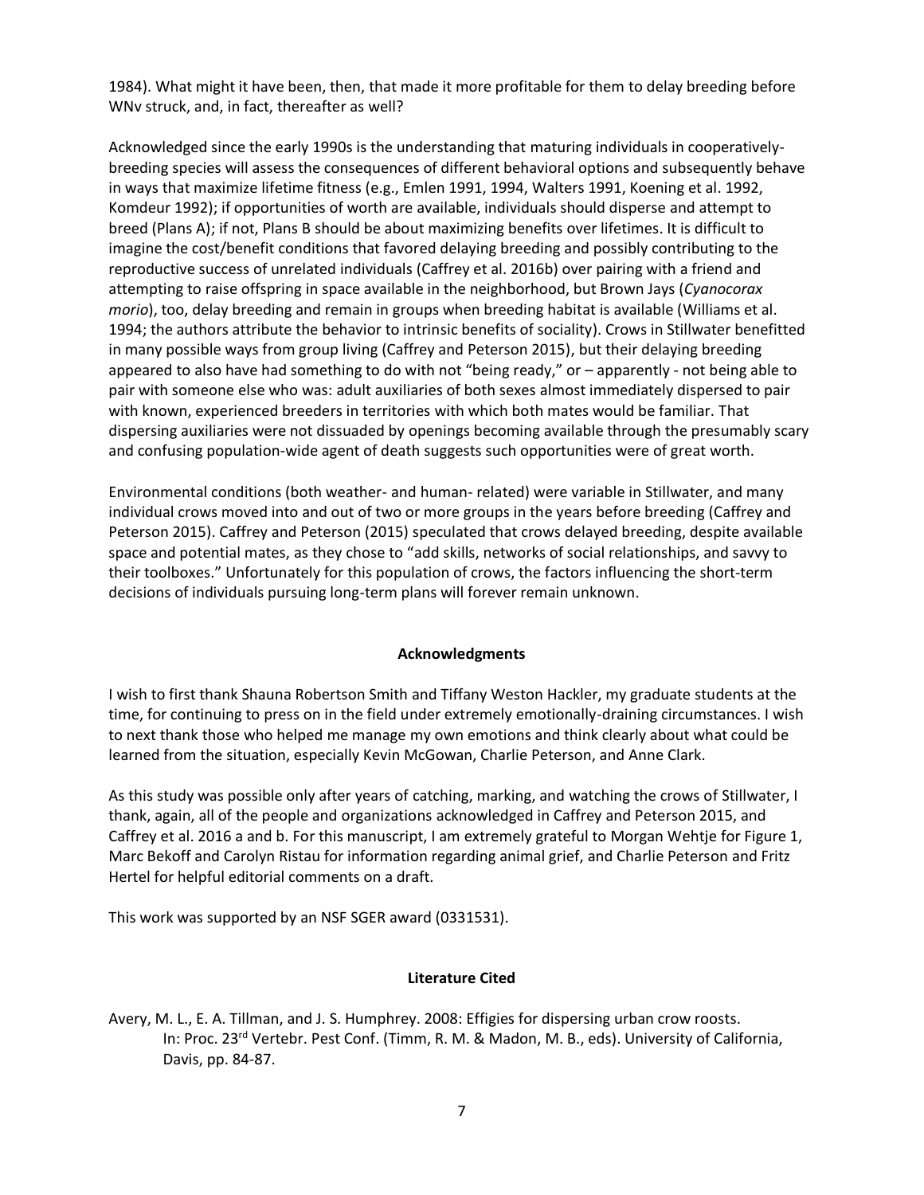1984). What might it have been, then, that made it more profitable for them to delay breeding before WNv struck, and, in fact, thereafter as well?

Acknowledged since the early 1990s is the understanding that maturing individuals in cooperatively-breeding species will assess the consequences of different behavioral options and subsequently behave in ways that maximize lifetime fitness (e.g., Emlen 1991, 1994, Walters 1991, Koening et al. 1992, Komdeur 1992); if opportunities of worth are available, individuals should disperse and attempt to breed (Plans A); if not, Plans B should be about maximizing benefits over lifetimes. It is difficult to imagine the cost/benefit conditions that favored delaying breeding and possibly contributing to the reproductive success of unrelated individuals (Caffrey et al. 2016b) over pairing with a friend and attempting to raise offspring in space available in the neighborhood, but Brown Jays (*Cyanocorax morio*), too, delay breeding and remain in groups when breeding habitat is available (Williams et al. 1994; the authors attribute the behavior to intrinsic benefits of sociality). Crows in Stillwater benefitted in many possible ways from group living (Caffrey and Peterson 2015), but their delaying breeding appeared to also have had something to do with not "being ready," or – apparently - not being able to pair with someone else who was: adult auxiliaries of both sexes almost immediately dispersed to pair with known, experienced breeders in territories with which both mates would be familiar. That dispersing auxiliaries were not dissuaded by openings becoming available through the presumably scary and confusing population-wide agent of death suggests such opportunities were of great worth.

Environmental conditions (both weather- and human- related) were variable in Stillwater, and many individual crows moved into and out of two or more groups in the years before breeding (Caffrey and Peterson 2015). Caffrey and Peterson (2015) speculated that crows delayed breeding, despite available space and potential mates, as they chose to "add skills, networks of social relationships, and savvy to their toolboxes." Unfortunately for this population of crows, the factors influencing the short-term decisions of individuals pursuing long-term plans will forever remain unknown.

## Acknowledgments

I wish to first thank Shauna Robertson Smith and Tiffany Weston Hackler, my graduate students at the time, for continuing to press on in the field under extremely emotionally-draining circumstances. I wish to next thank those who helped me manage my own emotions and think clearly about what could be learned from the situation, especially Kevin McGowan, Charlie Peterson, and Anne Clark.

As this study was possible only after years of catching, marking, and watching the crows of Stillwater, I thank, again, all of the people and organizations acknowledged in Caffrey and Peterson 2015, and Caffrey et al. 2016 a and b. For this manuscript, I am extremely grateful to Morgan Wehtje for Figure 1, Marc Bekoff and Carolyn Ristau for information regarding animal grief, and Charlie Peterson and Fritz Hertel for helpful editorial comments on a draft.

This work was supported by an NSF SGER award (0331531).

## Literature Cited

Avery, M. L., E. A. Tillman, and J. S. Humphrey. 2008: Effigies for dispersing urban crow roosts. In: Proc. 23rd Vertebr. Pest Conf. (Timm, R. M. & Madon, M. B., eds). University of California, Davis, pp. 84-87.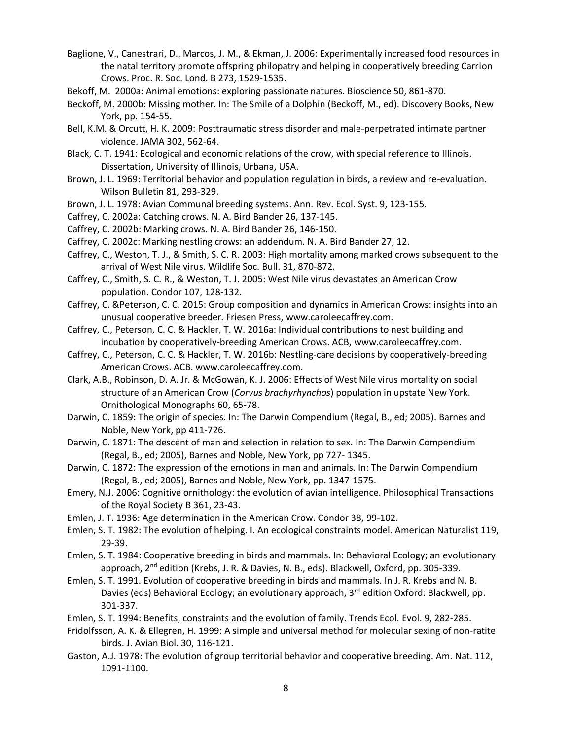Baglione, V., Canestrari, D., Marcos, J. M., & Ekman, J. 2006: Experimentally increased food resources in the natal territory promote offspring philopatry and helping in cooperatively breeding Carrion Crows. Proc. R. Soc. Lond. B 273, 1529-1535.

Bekoff, M. 2000a: Animal emotions: exploring passionate natures. Bioscience 50, 861-870.

Beckoff, M. 2000b: Missing mother. In: The Smile of a Dolphin (Beckoff, M., ed). Discovery Books, New York, pp. 154-55.

Bell, K.M. & Orcutt, H. K. 2009: Posttraumatic stress disorder and male-perpetrated intimate partner violence. JAMA 302, 562-64.

Black, C. T. 1941: Ecological and economic relations of the crow, with special reference to Illinois. Dissertation, University of Illinois, Urbana, USA.

Brown, J. L. 1969: Territorial behavior and population regulation in birds, a review and re-evaluation. Wilson Bulletin 81, 293-329.

Brown, J. L. 1978: Avian Communal breeding systems. Ann. Rev. Ecol. Syst. 9, 123-155.

Caffrey, C. 2002a: Catching crows. N. A. Bird Bander 26, 137-145.

Caffrey, C. 2002b: Marking crows. N. A. Bird Bander 26, 146-150.

Caffrey, C. 2002c: Marking nestling crows: an addendum. N. A. Bird Bander 27, 12.

Caffrey, C., Weston, T. J., & Smith, S. C. R. 2003: High mortality among marked crows subsequent to the arrival of West Nile virus. Wildlife Soc. Bull. 31, 870-872.

Caffrey, C., Smith, S. C. R., & Weston, T. J. 2005: West Nile virus devastates an American Crow population. Condor 107, 128-132.

Caffrey, C. &Peterson, C. C. 2015: Group composition and dynamics in American Crows: insights into an unusual cooperative breeder. Friesen Press, www.caroleecaffrey.com.

Caffrey, C., Peterson, C. C. & Hackler, T. W. 2016a: Individual contributions to nest building and incubation by cooperatively-breeding American Crows. ACB, www.caroleecaffrey.com.

Caffrey, C., Peterson, C. C. & Hackler, T. W. 2016b: Nestling-care decisions by cooperatively-breeding American Crows. ACB. www.caroleecaffrey.com.

Clark, A.B., Robinson, D. A. Jr. & McGowan, K. J. 2006: Effects of West Nile virus mortality on social structure of an American Crow (*Corvus brachyrhynchos*) population in upstate New York. Ornithological Monographs 60, 65-78.

Darwin, C. 1859: The origin of species. In: The Darwin Compendium (Regal, B., ed; 2005). Barnes and Noble, New York, pp 411-726.

Darwin, C. 1871: The descent of man and selection in relation to sex. In: The Darwin Compendium (Regal, B., ed; 2005), Barnes and Noble, New York, pp 727- 1345.

Darwin, C. 1872: The expression of the emotions in man and animals. In: The Darwin Compendium (Regal, B., ed; 2005), Barnes and Noble, New York, pp. 1347-1575.

Emery, N.J. 2006: Cognitive ornithology: the evolution of avian intelligence. Philosophical Transactions of the Royal Society B 361, 23-43.

Emlen, J. T. 1936: Age determination in the American Crow. Condor 38, 99-102.

Emlen, S. T. 1982: The evolution of helping. I. An ecological constraints model. American Naturalist 119, 29-39.

Emlen, S. T. 1984: Cooperative breeding in birds and mammals. In: Behavioral Ecology; an evolutionary approach, 2nd edition (Krebs, J. R. & Davies, N. B., eds). Blackwell, Oxford, pp. 305-339.

Emlen, S. T. 1991. Evolution of cooperative breeding in birds and mammals. In J. R. Krebs and N. B. Davies (eds) Behavioral Ecology; an evolutionary approach, 3rd edition Oxford: Blackwell, pp. 301-337.

Emlen, S. T. 1994: Benefits, constraints and the evolution of family. Trends Ecol. Evol. 9, 282-285.

Fridolfsson, A. K. & Ellegren, H. 1999: A simple and universal method for molecular sexing of non-ratite birds. J. Avian Biol. 30, 116-121.

Gaston, A.J. 1978: The evolution of group territorial behavior and cooperative breeding. Am. Nat. 112, 1091-1100.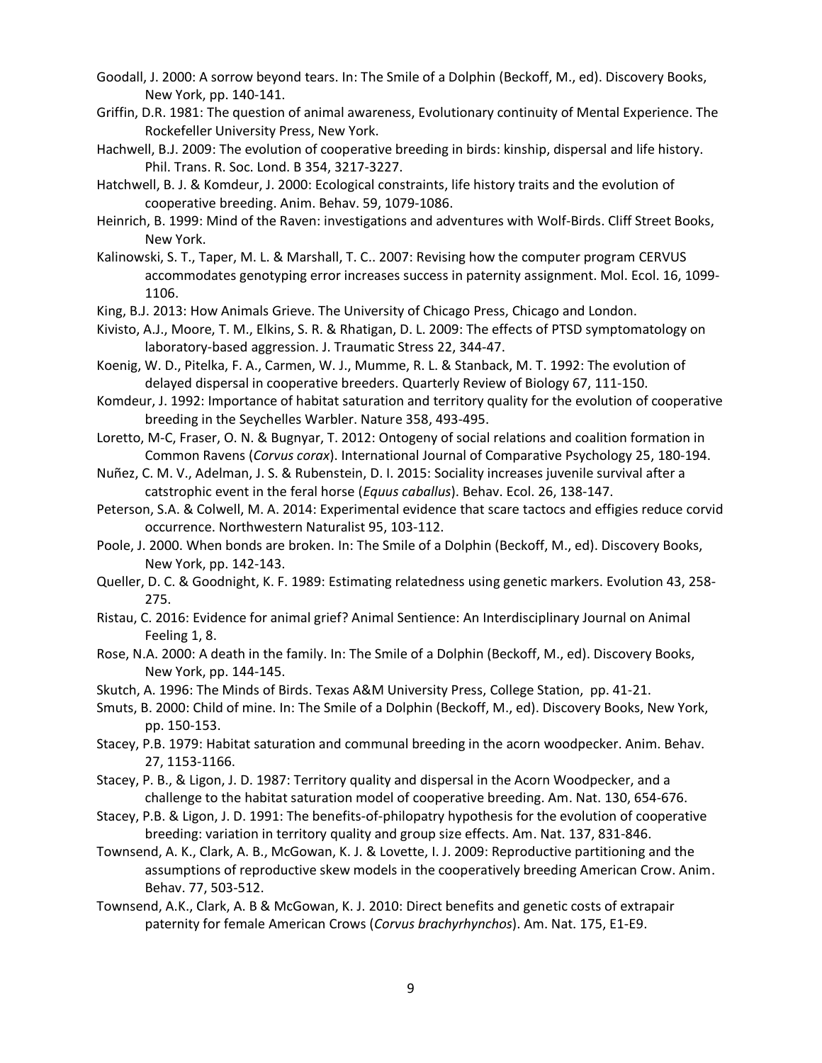Goodall, J. 2000: A sorrow beyond tears. In: The Smile of a Dolphin (Beckoff, M., ed). Discovery Books, New York, pp. 140-141.

Griffin, D.R. 1981: The question of animal awareness, Evolutionary continuity of Mental Experience. The Rockefeller University Press, New York.

Hachwell, B.J. 2009: The evolution of cooperative breeding in birds: kinship, dispersal and life history. Phil. Trans. R. Soc. Lond. B 354, 3217-3227.

Hatchwell, B. J. & Komdeur, J. 2000: Ecological constraints, life history traits and the evolution of cooperative breeding. Anim. Behav. 59, 1079-1086.

Heinrich, B. 1999: Mind of the Raven: investigations and adventures with Wolf-Birds. Cliff Street Books, New York.

Kalinowski, S. T., Taper, M. L. & Marshall, T. C.. 2007: Revising how the computer program CERVUS accommodates genotyping error increases success in paternity assignment. Mol. Ecol. 16, 1099-1106.

King, B.J. 2013: How Animals Grieve. The University of Chicago Press, Chicago and London.

Kivisto, A.J., Moore, T. M., Elkins, S. R. & Rhatigan, D. L. 2009: The effects of PTSD symptomatology on laboratory-based aggression. J. Traumatic Stress 22, 344-47.

Koenig, W. D., Pitelka, F. A., Carmen, W. J., Mumme, R. L. & Stanback, M. T. 1992: The evolution of delayed dispersal in cooperative breeders. Quarterly Review of Biology 67, 111-150.

Komdeur, J. 1992: Importance of habitat saturation and territory quality for the evolution of cooperative breeding in the Seychelles Warbler. Nature 358, 493-495.

Loretto, M-C, Fraser, O. N. & Bugnyar, T. 2012: Ontogeny of social relations and coalition formation in Common Ravens (*Corvus corax*). International Journal of Comparative Psychology 25, 180-194.

Nuñez, C. M. V., Adelman, J. S. & Rubenstein, D. I. 2015: Sociality increases juvenile survival after a catstrophic event in the feral horse (*Equus caballus*). Behav. Ecol. 26, 138-147.

Peterson, S.A. & Colwell, M. A. 2014: Experimental evidence that scare tactocs and effigies reduce corvid occurrence. Northwestern Naturalist 95, 103-112.

Poole, J. 2000. When bonds are broken. In: The Smile of a Dolphin (Beckoff, M., ed). Discovery Books, New York, pp. 142-143.

Queller, D. C. & Goodnight, K. F. 1989: Estimating relatedness using genetic markers. Evolution 43, 258-275.

Ristau, C. 2016: Evidence for animal grief? Animal Sentience: An Interdisciplinary Journal on Animal Feeling 1, 8.

Rose, N.A. 2000: A death in the family. In: The Smile of a Dolphin (Beckoff, M., ed). Discovery Books, New York, pp. 144-145.

Skutch, A. 1996: The Minds of Birds. Texas A&M University Press, College Station, pp. 41-21.

Smuts, B. 2000: Child of mine. In: The Smile of a Dolphin (Beckoff, M., ed). Discovery Books, New York, pp. 150-153.

Stacey, P.B. 1979: Habitat saturation and communal breeding in the acorn woodpecker. Anim. Behav. 27, 1153-1166.

Stacey, P. B., & Ligon, J. D. 1987: Territory quality and dispersal in the Acorn Woodpecker, and a challenge to the habitat saturation model of cooperative breeding. Am. Nat. 130, 654-676.

Stacey, P.B. & Ligon, J. D. 1991: The benefits-of-philopatry hypothesis for the evolution of cooperative breeding: variation in territory quality and group size effects. Am. Nat. 137, 831-846.

Townsend, A. K., Clark, A. B., McGowan, K. J. & Lovette, I. J. 2009: Reproductive partitioning and the assumptions of reproductive skew models in the cooperatively breeding American Crow. Anim. Behav. 77, 503-512.

Townsend, A.K., Clark, A. B & McGowan, K. J. 2010: Direct benefits and genetic costs of extrapair paternity for female American Crows (*Corvus brachyrhynchos*). Am. Nat. 175, E1-E9.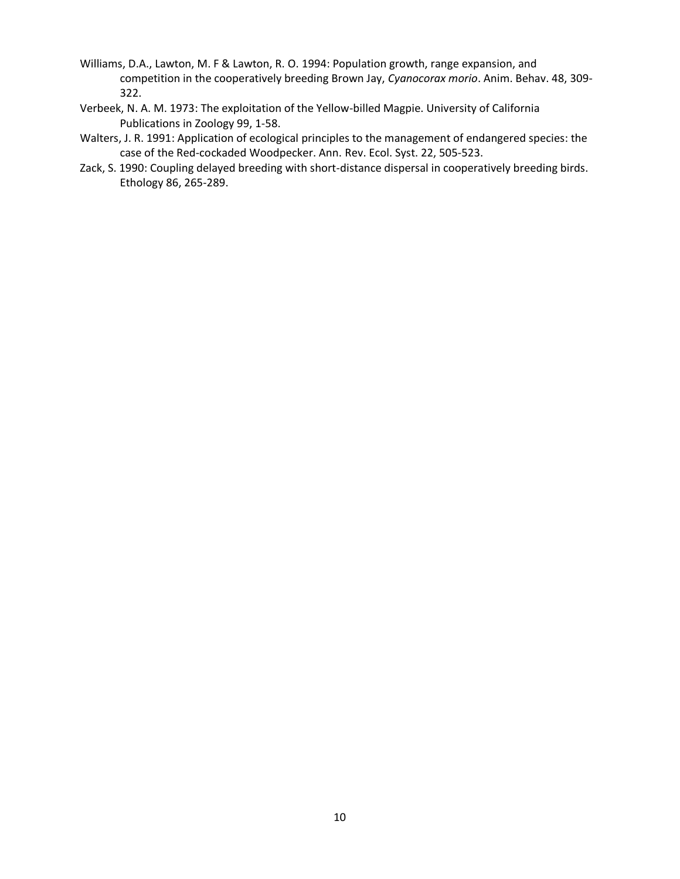Williams, D.A., Lawton, M. F & Lawton, R. O. 1994: Population growth, range expansion, and competition in the cooperatively breeding Brown Jay, *Cyanocorax morio*. Anim. Behav. 48, 309-322.

Verbeek, N. A. M. 1973: The exploitation of the Yellow-billed Magpie. University of California Publications in Zoology 99, 1-58.

Walters, J. R. 1991: Application of ecological principles to the management of endangered species: the case of the Red-cockaded Woodpecker. Ann. Rev. Ecol. Syst. 22, 505-523.

Zack, S. 1990: Coupling delayed breeding with short-distance dispersal in cooperatively breeding birds. Ethology 86, 265-289.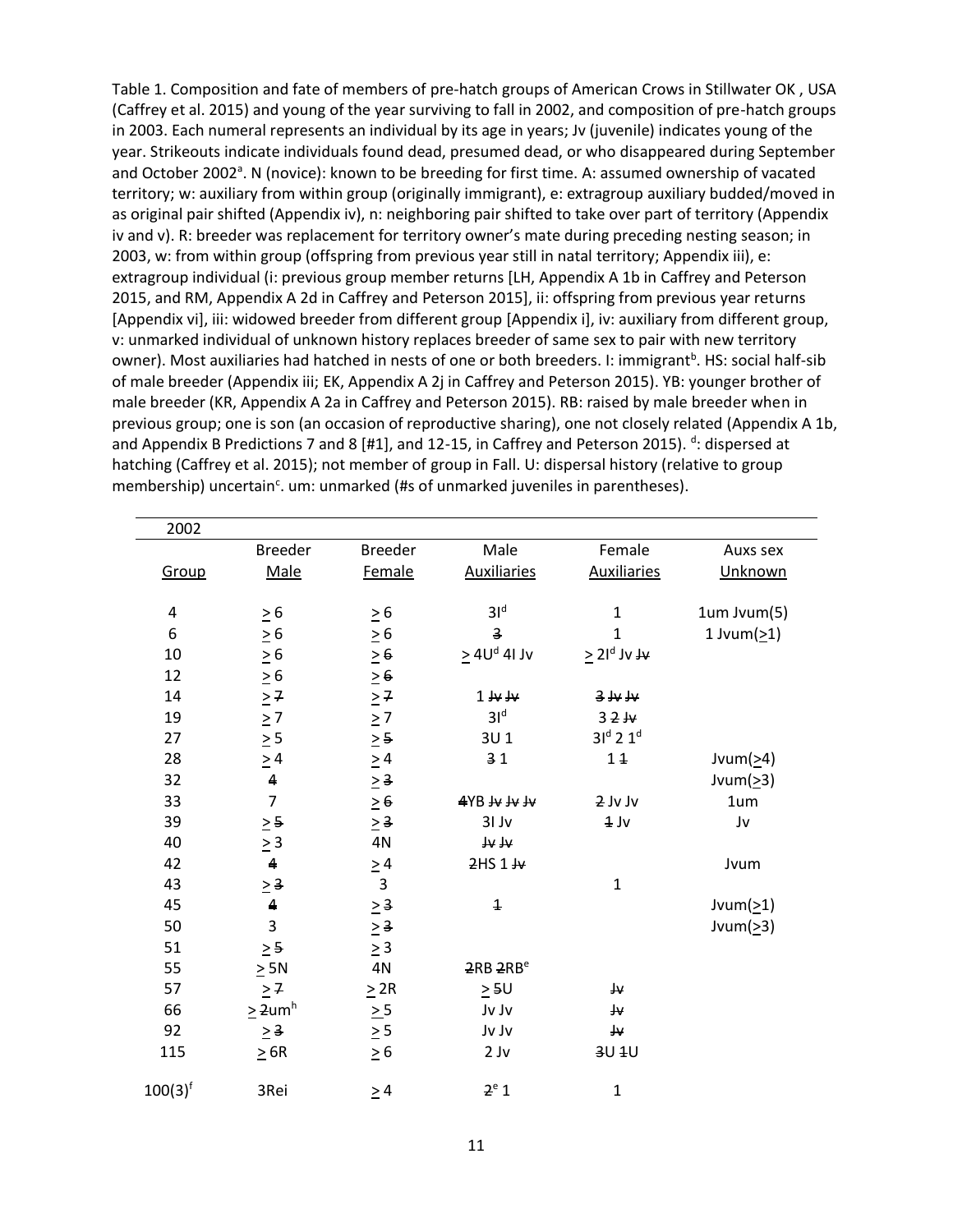Table 1. Composition and fate of members of pre-hatch groups of American Crows in Stillwater OK , USA (Caffrey et al. 2015) and young of the year surviving to fall in 2002, and composition of pre-hatch groups in 2003. Each numeral represents an individual by its age in years; Jv (juvenile) indicates young of the year. Strikeouts indicate individuals found dead, presumed dead, or who disappeared during September and October 2002[a]. N (novice): known to be breeding for first time. A: assumed ownership of vacated territory; w: auxiliary from within group (originally immigrant), e: extragroup auxiliary budded/moved in as original pair shifted (Appendix iv), n: neighboring pair shifted to take over part of territory (Appendix iv and v). R: breeder was replacement for territory owner's mate during preceding nesting season; in 2003, w: from within group (offspring from previous year still in natal territory; Appendix iii), e: extragroup individual (i: previous group member returns [LH, Appendix A 1b in Caffrey and Peterson 2015, and RM, Appendix A 2d in Caffrey and Peterson 2015], ii: offspring from previous year returns [Appendix vi], iii: widowed breeder from different group [Appendix i], iv: auxiliary from different group, v: unmarked individual of unknown history replaces breeder of same sex to pair with new territory owner). Most auxiliaries had hatched in nests of one or both breeders. I: immigrant[b]. HS: social half-sib of male breeder (Appendix iii; EK, Appendix A 2j in Caffrey and Peterson 2015). YB: younger brother of male breeder (KR, Appendix A 2a in Caffrey and Peterson 2015). RB: raised by male breeder when in previous group; one is son (an occasion of reproductive sharing), one not closely related (Appendix A 1b, and Appendix B Predictions 7 and 8 [#1], and 12-15, in Caffrey and Peterson 2015). [d]: dispersed at hatching (Caffrey et al. 2015); not member of group in Fall. U: dispersal history (relative to group membership) uncertain[c]. um: unmarked (#s of unmarked juveniles in parentheses).

| 2002 | | | | | |
|---|---|---|---|---|---|
| Group | Breeder Male | Breeder Female | Male Auxiliaries | Female Auxiliaries | Auxs sex Unknown |
| 4 | ≥ 6 | ≥ 6 | 3I[d] | 1 | 1um Jvum(5) |
| 6 | ≥ 6 | ≥ 6 | ~~3~~ | 1 | 1 Jvum(≥1) |
| 10 | ≥ 6 | ≥ ~~6~~ | ≥ 4U[d] 4I Jv | ≥ 2I[d] Jv ~~Jv~~ | |
| 12 | ≥ 6 | ≥ ~~6~~ | | | |
| 14 | ≥ ~~7~~ | ≥ ~~7~~ | 1 ~~Jv~~ ~~Jv~~ | ~~3~~ ~~Jv~~ ~~Jv~~ | |
| 19 | ≥ 7 | ≥ 7 | 3I[d] | 3 ~~2~~ ~~Jv~~ | |
| 27 | ≥ 5 | ≥ ~~5~~ | 3U 1 | 3I[d] 2 1[d] | |
| 28 | ≥ 4 | ≥ 4 | ~~3~~ 1 | 1 ~~1~~ | Jvum(≥4) |
| 32 | ~~4~~ | ≥ ~~3~~ | | | Jvum(≥3) |
| 33 | 7 | ≥ ~~6~~ | ~~4~~YB ~~Jv~~ ~~Jv~~ ~~Jv~~ | ~~2~~ Jv Jv | 1um |
| 39 | ≥ ~~5~~ | ≥ ~~3~~ | 3I Jv | ~~1~~ Jv | Jv |
| 40 | ≥ 3 | 4N | ~~Jv~~ ~~Jv~~ | | |
| 42 | ~~4~~ | ≥ 4 | ~~2~~HS 1 ~~Jv~~ | | Jvum |
| 43 | ≥ ~~3~~ | 3 | | 1 | |
| 45 | ~~4~~ | ≥ ~~3~~ | ~~1~~ | | Jvum(≥1) |
| 50 | 3 | ≥ ~~3~~ | | | Jvum(≥3) |
| 51 | ≥ ~~5~~ | ≥ 3 | | | |
| 55 | ≥ 5N | 4N | ~~2~~RB ~~2~~RB[e] | | |
| 57 | ≥ ~~7~~ | ≥ 2R | ≥ ~~5~~U | ~~Jv~~ | |
| 66 | ≥ ~~2~~um[h] | ≥ 5 | Jv Jv | ~~Jv~~ | |
| 92 | ≥ ~~3~~ | ≥ 5 | Jv Jv | ~~Jv~~ | |
| 115 | ≥ 6R | ≥ 6 | 2 Jv | ~~3~~U ~~1~~U | |
| 100(3)[f] | 3Rei | ≥ 4 | ~~2~~[e] 1 | 1 | |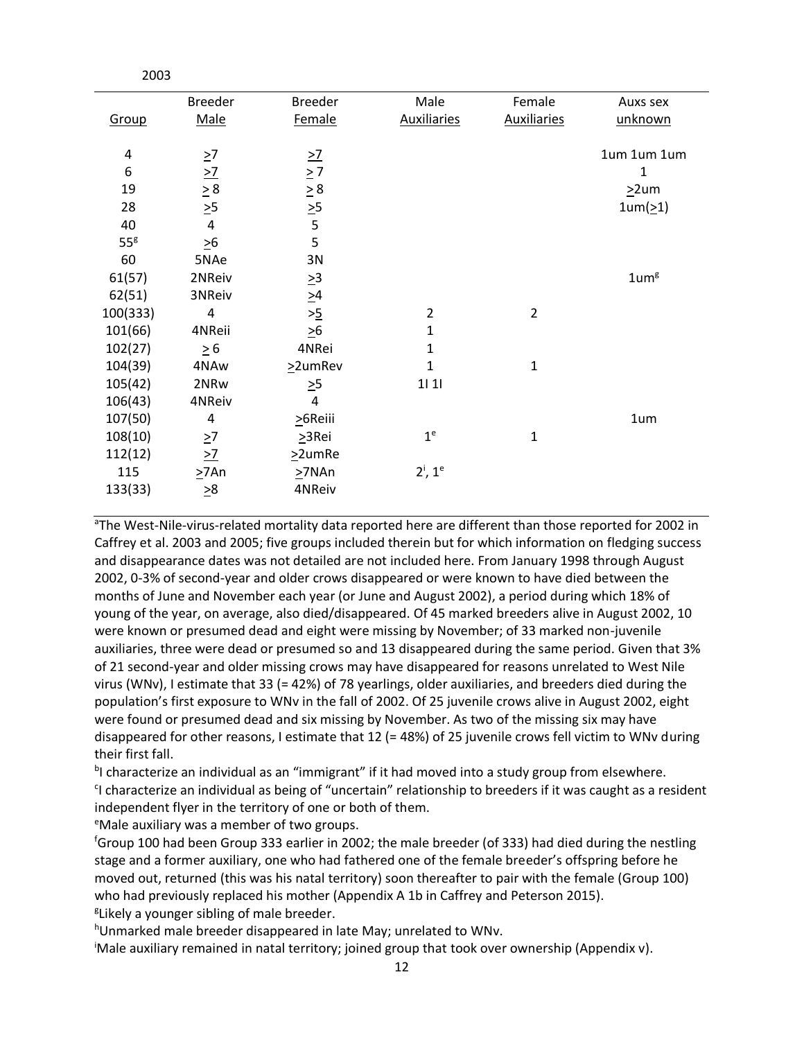2003

| Group | Breeder Male | Breeder Female | Male Auxiliaries | Female Auxiliaries | Auxs sex unknown |
|---|---|---|---|---|---|
| 4 | >7 | >7 | | | 1um 1um 1um |
| 6 | >7 | > 7 | | | 1 |
| 19 | > 8 | > 8 | | | >2um |
| 28 | >5 | >5 | | | 1um(>1) |
| 40 | 4 | 5 | | | |
| 55[g] | >6 | 5 | | | |
| 60 | 5NAe | 3N | | | |
| 61(57) | 2NReiv | >3 | | | 1um[g] |
| 62(51) | 3NReiv | >4 | | | |
| 100(333) | 4 | >5 | 2 | 2 | |
| 101(66) | 4NReii | >6 | 1 | | |
| 102(27) | > 6 | 4NRei | 1 | | |
| 104(39) | 4NAw | >2umRev | 1 | 1 | |
| 105(42) | 2NRw | >5 | 1l 1l | | |
| 106(43) | 4NReiv | 4 | | | |
| 107(50) | 4 | >6Reiii | | | 1um |
| 108(10) | >7 | >3Rei | 1[e] | 1 | |
| 112(12) | >7 | >2umRe | | | |
| 115 | >7An | >7NAn | 2[i], 1[e] | | |
| 133(33) | >8 | 4NReiv | | | |

[a]The West-Nile-virus-related mortality data reported here are different than those reported for 2002 in Caffrey et al. 2003 and 2005; five groups included therein but for which information on fledging success and disappearance dates was not detailed are not included here. From January 1998 through August 2002, 0-3% of second-year and older crows disappeared or were known to have died between the months of June and November each year (or June and August 2002), a period during which 18% of young of the year, on average, also died/disappeared. Of 45 marked breeders alive in August 2002, 10 were known or presumed dead and eight were missing by November; of 33 marked non-juvenile auxiliaries, three were dead or presumed so and 13 disappeared during the same period. Given that 3% of 21 second-year and older missing crows may have disappeared for reasons unrelated to West Nile virus (WNv), I estimate that 33 (= 42%) of 78 yearlings, older auxiliaries, and breeders died during the population's first exposure to WNv in the fall of 2002. Of 25 juvenile crows alive in August 2002, eight were found or presumed dead and six missing by November. As two of the missing six may have disappeared for other reasons, I estimate that 12 (= 48%) of 25 juvenile crows fell victim to WNv during their first fall.

[b]I characterize an individual as an "immigrant" if it had moved into a study group from elsewhere.

[c]I characterize an individual as being of "uncertain" relationship to breeders if it was caught as a resident independent flyer in the territory of one or both of them.

[e]Male auxiliary was a member of two groups.

[f]Group 100 had been Group 333 earlier in 2002; the male breeder (of 333) had died during the nestling stage and a former auxiliary, one who had fathered one of the female breeder's offspring before he moved out, returned (this was his natal territory) soon thereafter to pair with the female (Group 100) who had previously replaced his mother (Appendix A 1b in Caffrey and Peterson 2015).

[g]Likely a younger sibling of male breeder.

[h]Unmarked male breeder disappeared in late May; unrelated to WNv.

[i]Male auxiliary remained in natal territory; joined group that took over ownership (Appendix v).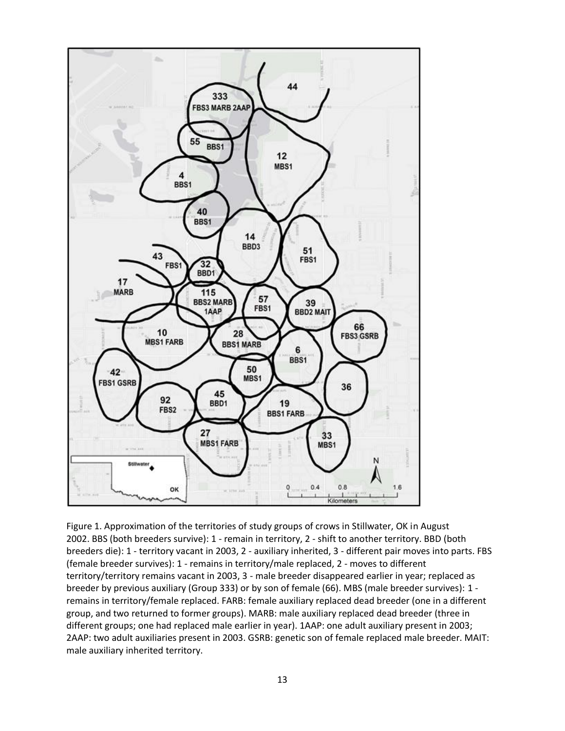Figure 1. Approximation of the territories of study groups of crows in Stillwater, OK in August 2002. BBS (both breeders survive): 1 - remain in territory, 2 - shift to another territory. BBD (both breeders die): 1 - territory vacant in 2003, 2 - auxiliary inherited, 3 - different pair moves into parts. FBS (female breeder survives): 1 - remains in territory/male replaced, 2 - moves to different territory/territory remains vacant in 2003, 3 - male breeder disappeared earlier in year; replaced as breeder by previous auxiliary (Group 333) or by son of female (66). MBS (male breeder survives): 1 - remains in territory/female replaced. FARB: female auxiliary replaced dead breeder (one in a different group, and two returned to former groups). MARB: male auxiliary replaced dead breeder (three in different groups; one had replaced male earlier in year). 1AAP: one adult auxiliary present in 2003; 2AAP: two adult auxiliaries present in 2003. GSRB: genetic son of female replaced male breeder. MAIT: male auxiliary inherited territory.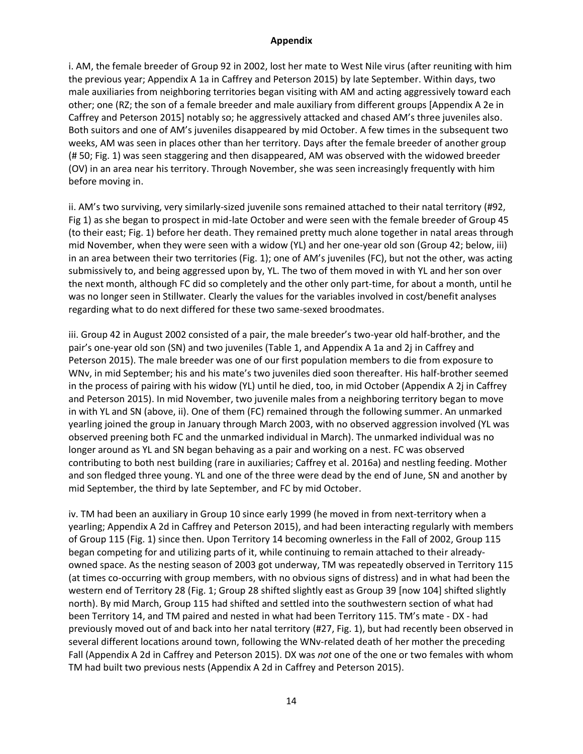**Appendix**

i. AM, the female breeder of Group 92 in 2002, lost her mate to West Nile virus (after reuniting with him the previous year; Appendix A 1a in Caffrey and Peterson 2015) by late September. Within days, two male auxiliaries from neighboring territories began visiting with AM and acting aggressively toward each other; one (RZ; the son of a female breeder and male auxiliary from different groups [Appendix A 2e in Caffrey and Peterson 2015] notably so; he aggressively attacked and chased AM's three juveniles also. Both suitors and one of AM's juveniles disappeared by mid October. A few times in the subsequent two weeks, AM was seen in places other than her territory. Days after the female breeder of another group (# 50; Fig. 1) was seen staggering and then disappeared, AM was observed with the widowed breeder (OV) in an area near his territory. Through November, she was seen increasingly frequently with him before moving in.

ii. AM's two surviving, very similarly-sized juvenile sons remained attached to their natal territory (#92, Fig 1) as she began to prospect in mid-late October and were seen with the female breeder of Group 45 (to their east; Fig. 1) before her death. They remained pretty much alone together in natal areas through mid November, when they were seen with a widow (YL) and her one-year old son (Group 42; below, iii) in an area between their two territories (Fig. 1); one of AM's juveniles (FC), but not the other, was acting submissively to, and being aggressed upon by, YL. The two of them moved in with YL and her son over the next month, although FC did so completely and the other only part-time, for about a month, until he was no longer seen in Stillwater. Clearly the values for the variables involved in cost/benefit analyses regarding what to do next differed for these two same-sexed broodmates.

iii. Group 42 in August 2002 consisted of a pair, the male breeder's two-year old half-brother, and the pair's one-year old son (SN) and two juveniles (Table 1, and Appendix A 1a and 2j in Caffrey and Peterson 2015). The male breeder was one of our first population members to die from exposure to WNv, in mid September; his and his mate's two juveniles died soon thereafter. His half-brother seemed in the process of pairing with his widow (YL) until he died, too, in mid October (Appendix A 2j in Caffrey and Peterson 2015). In mid November, two juvenile males from a neighboring territory began to move in with YL and SN (above, ii). One of them (FC) remained through the following summer. An unmarked yearling joined the group in January through March 2003, with no observed aggression involved (YL was observed preening both FC and the unmarked individual in March). The unmarked individual was no longer around as YL and SN began behaving as a pair and working on a nest. FC was observed contributing to both nest building (rare in auxiliaries; Caffrey et al. 2016a) and nestling feeding. Mother and son fledged three young. YL and one of the three were dead by the end of June, SN and another by mid September, the third by late September, and FC by mid October.

iv. TM had been an auxiliary in Group 10 since early 1999 (he moved in from next-territory when a yearling; Appendix A 2d in Caffrey and Peterson 2015), and had been interacting regularly with members of Group 115 (Fig. 1) since then. Upon Territory 14 becoming ownerless in the Fall of 2002, Group 115 began competing for and utilizing parts of it, while continuing to remain attached to their already-owned space. As the nesting season of 2003 got underway, TM was repeatedly observed in Territory 115 (at times co-occurring with group members, with no obvious signs of distress) and in what had been the western end of Territory 28 (Fig. 1; Group 28 shifted slightly east as Group 39 [now 104] shifted slightly north). By mid March, Group 115 had shifted and settled into the southwestern section of what had been Territory 14, and TM paired and nested in what had been Territory 115. TM's mate - DX - had previously moved out of and back into her natal territory (#27, Fig. 1), but had recently been observed in several different locations around town, following the WNv-related death of her mother the preceding Fall (Appendix A 2d in Caffrey and Peterson 2015). DX was *not* one of the one or two females with whom TM had built two previous nests (Appendix A 2d in Caffrey and Peterson 2015).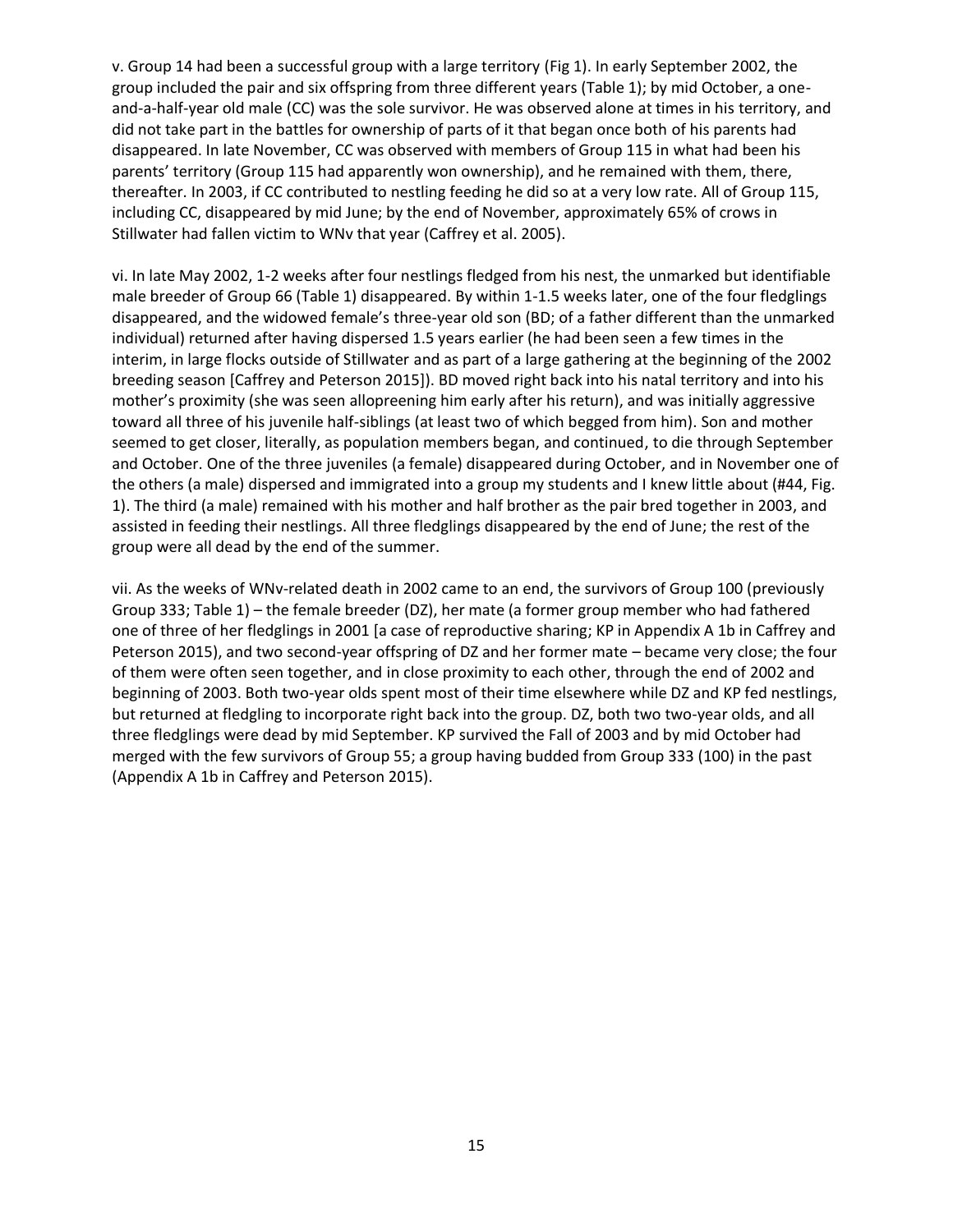v. Group 14 had been a successful group with a large territory (Fig 1). In early September 2002, the group included the pair and six offspring from three different years (Table 1); by mid October, a one-and-a-half-year old male (CC) was the sole survivor. He was observed alone at times in his territory, and did not take part in the battles for ownership of parts of it that began once both of his parents had disappeared. In late November, CC was observed with members of Group 115 in what had been his parents' territory (Group 115 had apparently won ownership), and he remained with them, there, thereafter. In 2003, if CC contributed to nestling feeding he did so at a very low rate. All of Group 115, including CC, disappeared by mid June; by the end of November, approximately 65% of crows in Stillwater had fallen victim to WNv that year (Caffrey et al. 2005).

vi. In late May 2002, 1-2 weeks after four nestlings fledged from his nest, the unmarked but identifiable male breeder of Group 66 (Table 1) disappeared. By within 1-1.5 weeks later, one of the four fledglings disappeared, and the widowed female's three-year old son (BD; of a father different than the unmarked individual) returned after having dispersed 1.5 years earlier (he had been seen a few times in the interim, in large flocks outside of Stillwater and as part of a large gathering at the beginning of the 2002 breeding season [Caffrey and Peterson 2015]). BD moved right back into his natal territory and into his mother's proximity (she was seen allopreening him early after his return), and was initially aggressive toward all three of his juvenile half-siblings (at least two of which begged from him). Son and mother seemed to get closer, literally, as population members began, and continued, to die through September and October. One of the three juveniles (a female) disappeared during October, and in November one of the others (a male) dispersed and immigrated into a group my students and I knew little about (#44, Fig. 1). The third (a male) remained with his mother and half brother as the pair bred together in 2003, and assisted in feeding their nestlings. All three fledglings disappeared by the end of June; the rest of the group were all dead by the end of the summer.

vii. As the weeks of WNv-related death in 2002 came to an end, the survivors of Group 100 (previously Group 333; Table 1) – the female breeder (DZ), her mate (a former group member who had fathered one of three of her fledglings in 2001 [a case of reproductive sharing; KP in Appendix A 1b in Caffrey and Peterson 2015), and two second-year offspring of DZ and her former mate – became very close; the four of them were often seen together, and in close proximity to each other, through the end of 2002 and beginning of 2003. Both two-year olds spent most of their time elsewhere while DZ and KP fed nestlings, but returned at fledgling to incorporate right back into the group. DZ, both two-year olds, and all three fledglings were dead by mid September. KP survived the Fall of 2003 and by mid October had merged with the few survivors of Group 55; a group having budded from Group 333 (100) in the past (Appendix A 1b in Caffrey and Peterson 2015).